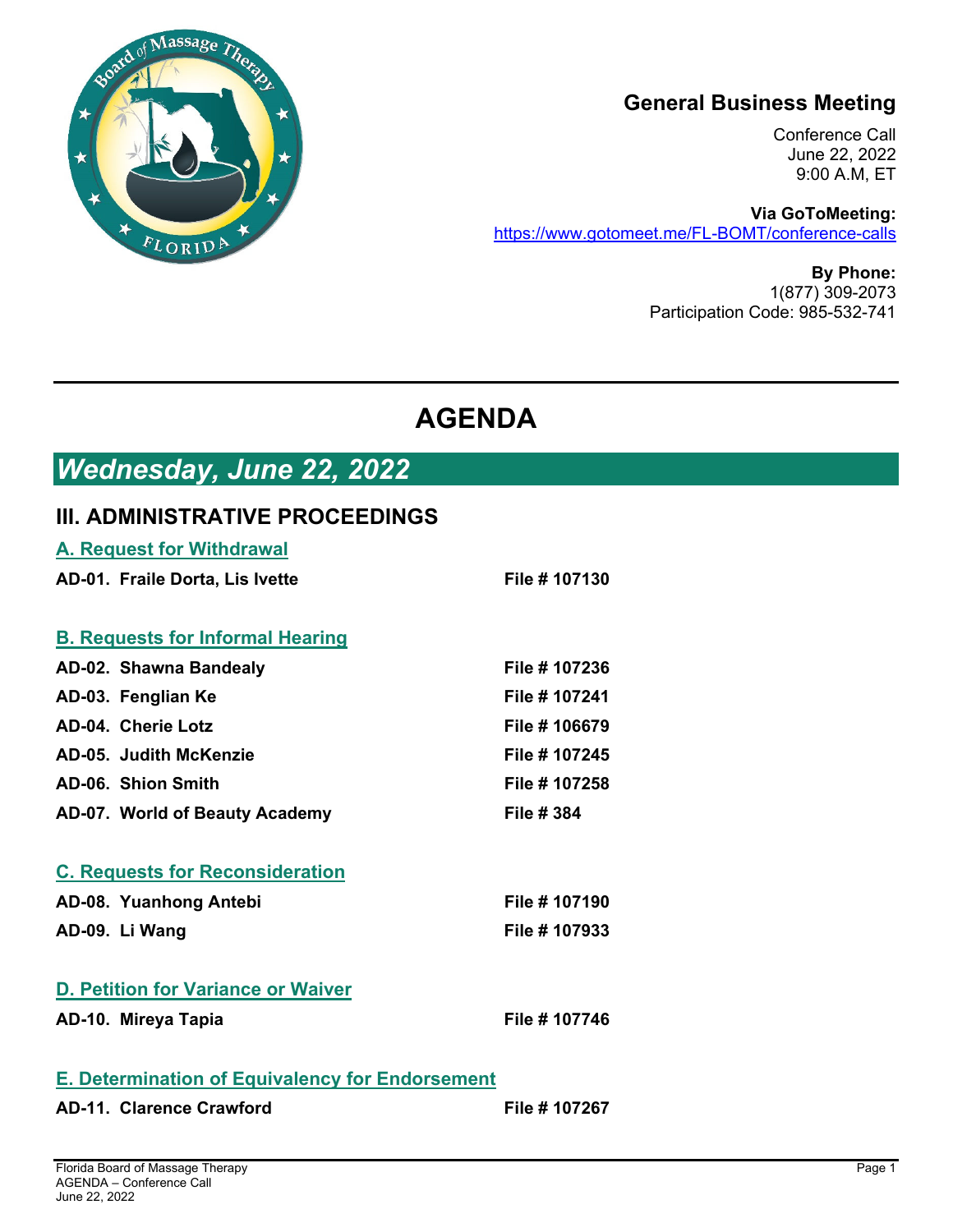## General Business Meeting

Conference Call
June 22, 2022
9:00 A.M, ET

**Via GoToMeeting:**
https://www.gotomeet.me/FL-BOMT/conference-calls

**By Phone:**
1(877) 309-2073
Participation Code: 985-532-741

# AGENDA

## *Wednesday, June 22, 2022*

## III. ADMINISTRATIVE PROCEEDINGS

### A. Request for Withdrawal

| | |
|---|---|
| **AD-01. Fraile Dorta, Lis Ivette** | **File # 107130** |

### B. Requests for Informal Hearing

| | |
|---|---|
| **AD-02. Shawna Bandealy** | **File # 107236** |
| **AD-03. Fenglian Ke** | **File # 107241** |
| **AD-04. Cherie Lotz** | **File # 106679** |
| **AD-05. Judith McKenzie** | **File # 107245** |
| **AD-06. Shion Smith** | **File # 107258** |
| **AD-07. World of Beauty Academy** | **File # 384** |

### C. Requests for Reconsideration

| | |
|---|---|
| **AD-08. Yuanhong Antebi** | **File # 107190** |
| **AD-09. Li Wang** | **File # 107933** |

### D. Petition for Variance or Waiver

| | |
|---|---|
| **AD-10. Mireya Tapia** | **File # 107746** |

### E. Determination of Equivalency for Endorsement

| | |
|---|---|
| **AD-11. Clarence Crawford** | **File # 107267** |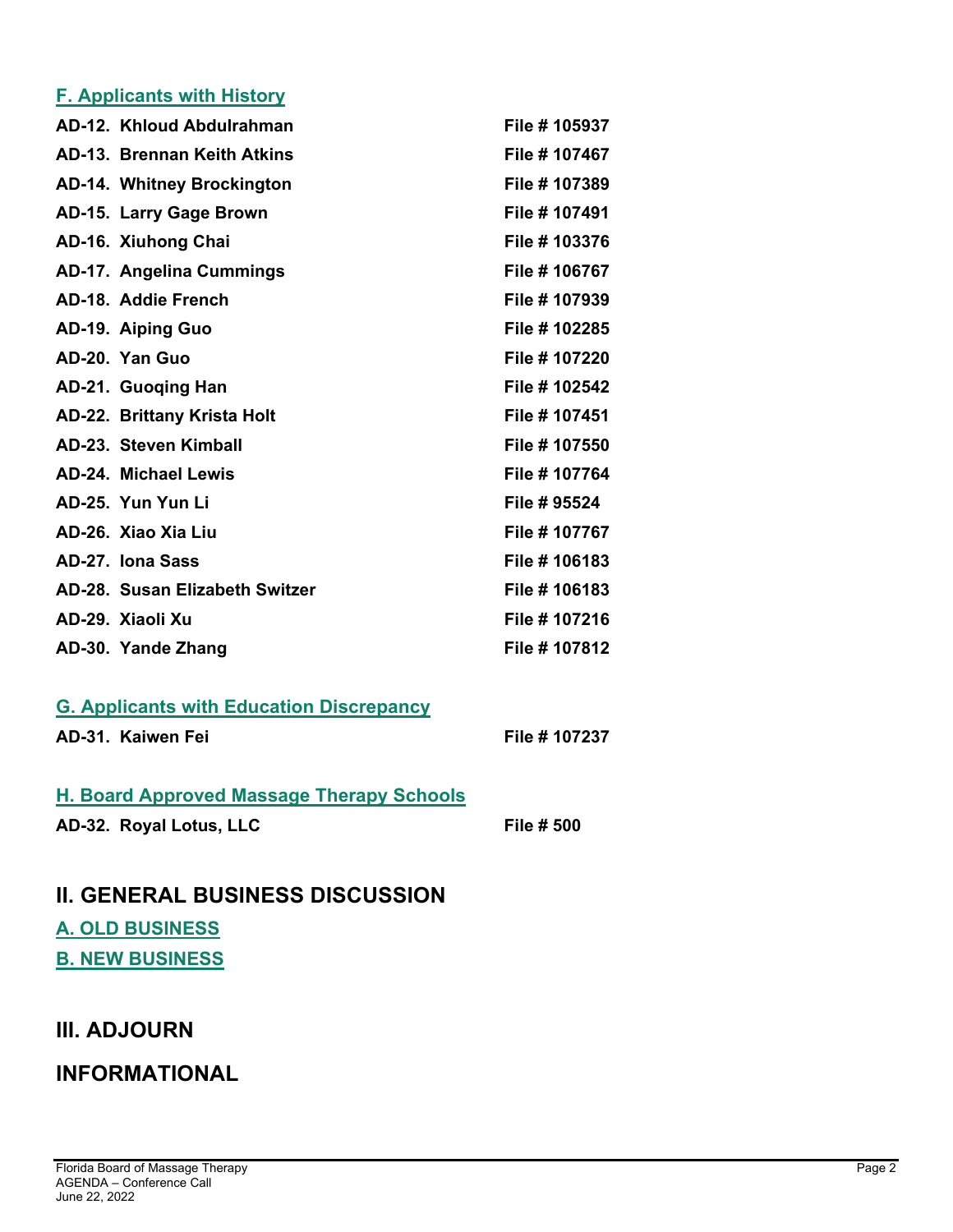### F. Applicants with History

| | |
|---|---|
| **AD-12. Khloud Abdulrahman** | **File # 105937** |
| **AD-13. Brennan Keith Atkins** | **File # 107467** |
| **AD-14. Whitney Brockington** | **File # 107389** |
| **AD-15. Larry Gage Brown** | **File # 107491** |
| **AD-16. Xiuhong Chai** | **File # 103376** |
| **AD-17. Angelina Cummings** | **File # 106767** |
| **AD-18. Addie French** | **File # 107939** |
| **AD-19. Aiping Guo** | **File # 102285** |
| **AD-20. Yan Guo** | **File # 107220** |
| **AD-21. Guoqing Han** | **File # 102542** |
| **AD-22. Brittany Krista Holt** | **File # 107451** |
| **AD-23. Steven Kimball** | **File # 107550** |
| **AD-24. Michael Lewis** | **File # 107764** |
| **AD-25. Yun Yun Li** | **File # 95524** |
| **AD-26. Xiao Xia Liu** | **File # 107767** |
| **AD-27. Iona Sass** | **File # 106183** |
| **AD-28. Susan Elizabeth Switzer** | **File # 106183** |
| **AD-29. Xiaoli Xu** | **File # 107216** |
| **AD-30. Yande Zhang** | **File # 107812** |

### G. Applicants with Education Discrepancy

| | |
|---|---|
| **AD-31. Kaiwen Fei** | **File # 107237** |

### H. Board Approved Massage Therapy Schools

| | |
|---|---|
| **AD-32. Royal Lotus, LLC** | **File # 500** |

## II. GENERAL BUSINESS DISCUSSION

### A. OLD BUSINESS

### B. NEW BUSINESS

## III. ADJOURN

## INFORMATIONAL

Florida Board of Massage Therapy
AGENDA – Conference Call
June 22, 2022